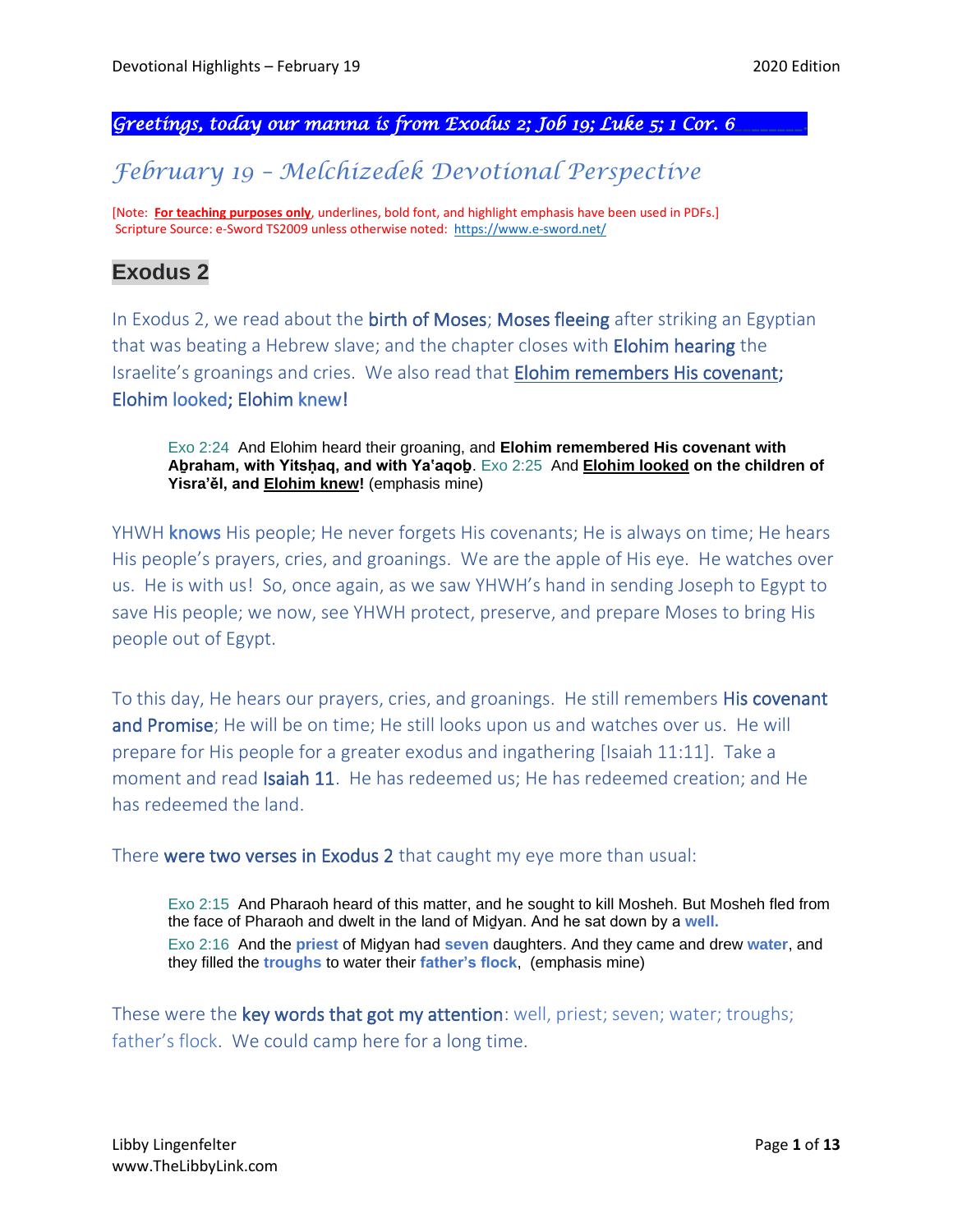*Greetings, today our manna is from Exodus 2; Job 19; Luke 5; 1 Cor. 6*

# *February 19 – Melchizedek Devotional Perspective*

[Note: **For teaching purposes only**, underlines, bold font, and highlight emphasis have been used in PDFs.]
Scripture Source: e-Sword TS2009 unless otherwise noted: https://www.e-sword.net/

## Exodus 2

In Exodus 2, we read about the birth of Moses; Moses fleeing after striking an Egyptian that was beating a Hebrew slave; and the chapter closes with Elohim hearing the Israelite's groanings and cries. We also read that Elohim remembers His covenant; Elohim looked; Elohim knew!

> Exo 2:24 And Elohim heard their groaning, and **Elohim remembered His covenant with Aḇraham, with Yitsḥaq, and with Ya'aqoḇ**. Exo 2:25 And **Elohim looked on the children of Yisra'ěl, and Elohim knew!** (emphasis mine)

YHWH knows His people; He never forgets His covenants; He is always on time; He hears His people's prayers, cries, and groanings. We are the apple of His eye. He watches over us. He is with us! So, once again, as we saw YHWH's hand in sending Joseph to Egypt to save His people; we now, see YHWH protect, preserve, and prepare Moses to bring His people out of Egypt.

To this day, He hears our prayers, cries, and groanings. He still remembers His covenant and Promise; He will be on time; He still looks upon us and watches over us. He will prepare for His people for a greater exodus and ingathering [Isaiah 11:11]. Take a moment and read Isaiah 11. He has redeemed us; He has redeemed creation; and He has redeemed the land.

There were two verses in Exodus 2 that caught my eye more than usual:

> Exo 2:15 And Pharaoh heard of this matter, and he sought to kill Mosheh. But Mosheh fled from the face of Pharaoh and dwelt in the land of Miḏyan. And he sat down by a **well.**
> Exo 2:16 And the **priest** of Miḏyan had **seven** daughters. And they came and drew **water**, and they filled the **troughs** to water their **father's flock**, (emphasis mine)

These were the key words that got my attention: well, priest; seven; water; troughs; father's flock. We could camp here for a long time.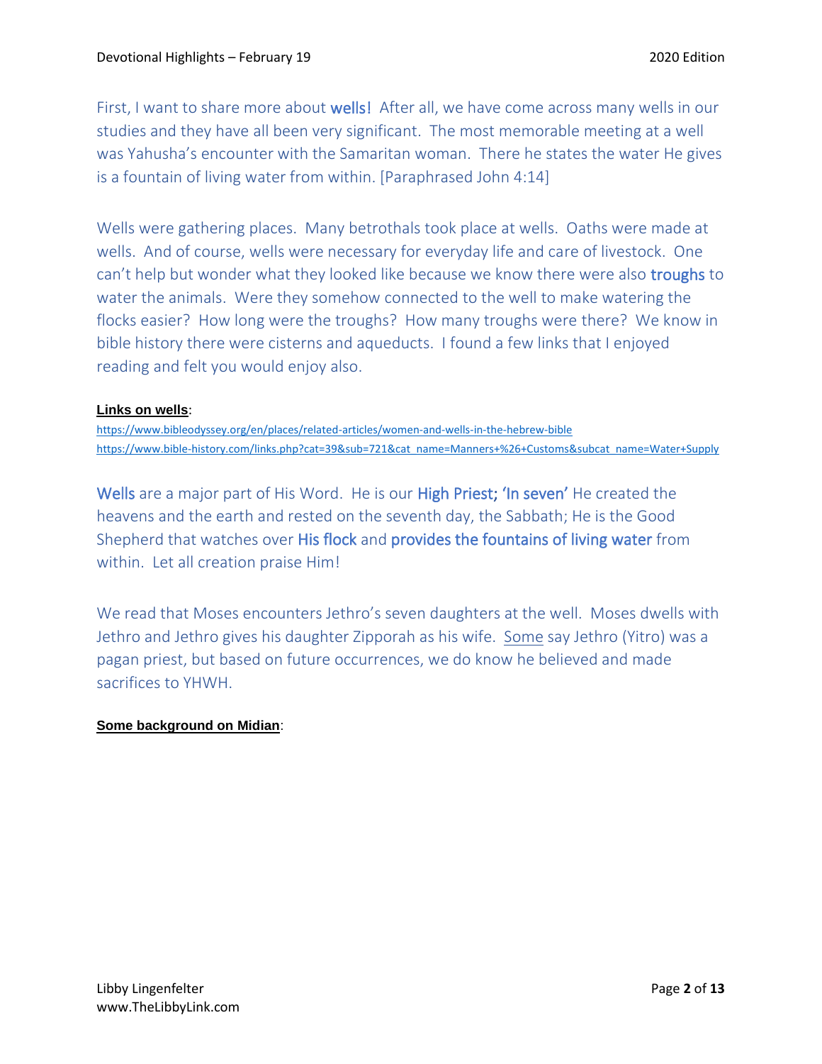First, I want to share more about **wells!** After all, we have come across many wells in our studies and they have all been very significant. The most memorable meeting at a well was Yahusha's encounter with the Samaritan woman. There he states the water He gives is a fountain of living water from within. [Paraphrased John 4:14]

Wells were gathering places. Many betrothals took place at wells. Oaths were made at wells. And of course, wells were necessary for everyday life and care of livestock. One can't help but wonder what they looked like because we know there were also **troughs** to water the animals. Were they somehow connected to the well to make watering the flocks easier? How long were the troughs? How many troughs were there? We know in bible history there were cisterns and aqueducts. I found a few links that I enjoyed reading and felt you would enjoy also.

**Links on wells**:

https://www.bibleodyssey.org/en/places/related-articles/women-and-wells-in-the-hebrew-bible
https://www.bible-history.com/links.php?cat=39&sub=721&cat_name=Manners+%26+Customs&subcat_name=Water+Supply

**Wells** are a major part of His Word. He is our **High Priest; 'In seven'** He created the heavens and the earth and rested on the seventh day, the Sabbath; He is the Good Shepherd that watches over **His flock** and **provides the fountains of living water** from within. Let all creation praise Him!

We read that Moses encounters Jethro's seven daughters at the well. Moses dwells with Jethro and Jethro gives his daughter Zipporah as his wife. <u>Some</u> say Jethro (Yitro) was a pagan priest, but based on future occurrences, we do know he believed and made sacrifices to YHWH.

**Some background on Midian**: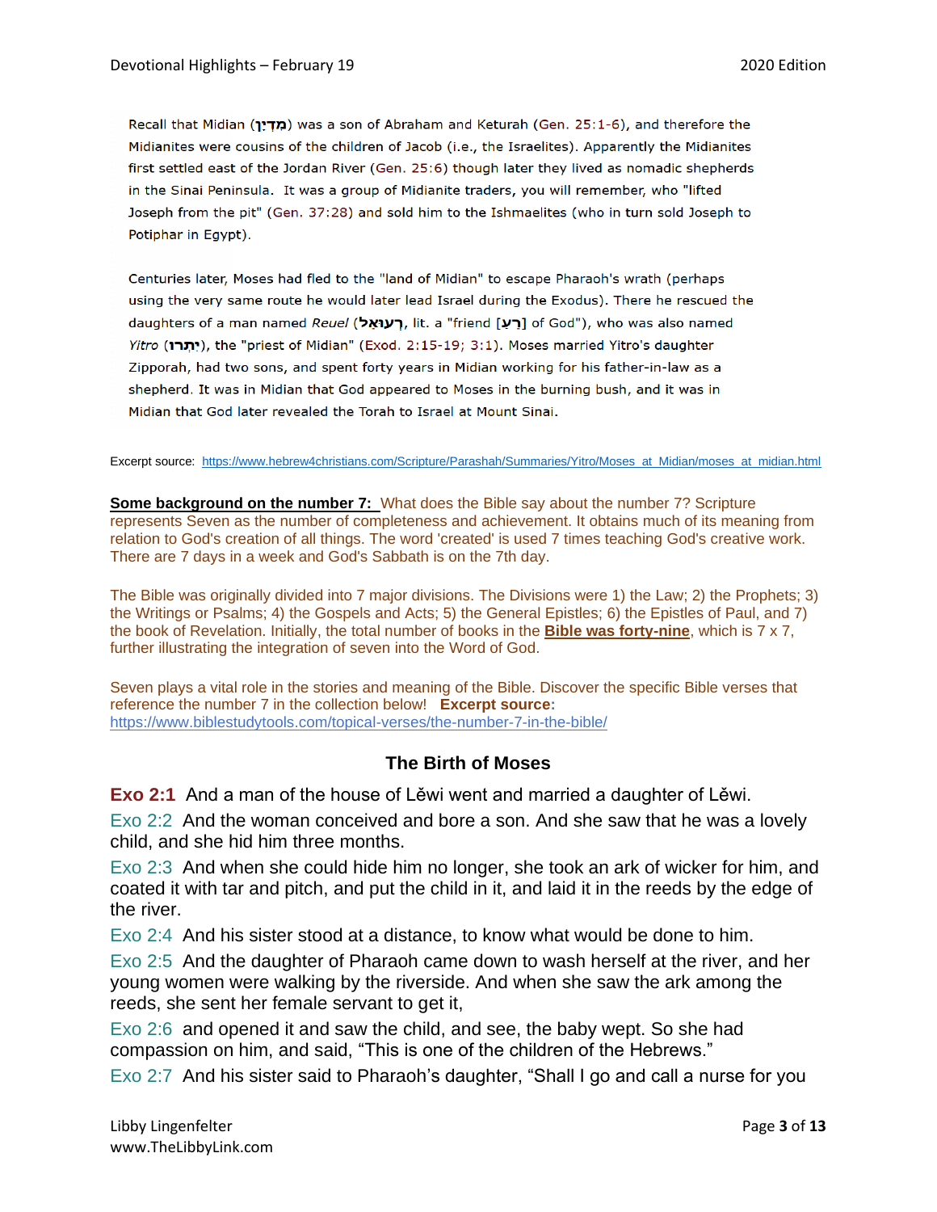Recall that Midian (מִדְיָן) was a son of Abraham and Keturah (Gen. 25:1-6), and therefore the Midianites were cousins of the children of Jacob (i.e., the Israelites). Apparently the Midianites first settled east of the Jordan River (Gen. 25:6) though later they lived as nomadic shepherds in the Sinai Peninsula. It was a group of Midianite traders, you will remember, who "lifted Joseph from the pit" (Gen. 37:28) and sold him to the Ishmaelites (who in turn sold Joseph to Potiphar in Egypt).

Centuries later, Moses had fled to the "land of Midian" to escape Pharaoh's wrath (perhaps using the very same route he would later lead Israel during the Exodus). There he rescued the daughters of a man named *Reuel* (רְעוּאֵל, lit. a "friend [רֵעַ] of God"), who was also named *Yitro* (יִתְרוֹ), the "priest of Midian" (Exod. 2:15-19; 3:1). Moses married Yitro's daughter Zipporah, had two sons, and spent forty years in Midian working for his father-in-law as a shepherd. It was in Midian that God appeared to Moses in the burning bush, and it was in Midian that God later revealed the Torah to Israel at Mount Sinai.

Excerpt source: https://www.hebrew4christians.com/Scripture/Parashah/Summaries/Yitro/Moses_at_Midian/moses_at_midian.html

**Some background on the number 7:** What does the Bible say about the number 7? Scripture represents Seven as the number of completeness and achievement. It obtains much of its meaning from relation to God's creation of all things. The word 'created' is used 7 times teaching God's creative work. There are 7 days in a week and God's Sabbath is on the 7th day.

The Bible was originally divided into 7 major divisions. The Divisions were 1) the Law; 2) the Prophets; 3) the Writings or Psalms; 4) the Gospels and Acts; 5) the General Epistles; 6) the Epistles of Paul, and 7) the book of Revelation. Initially, the total number of books in the **Bible was forty-nine**, which is 7 x 7, further illustrating the integration of seven into the Word of God.

Seven plays a vital role in the stories and meaning of the Bible. Discover the specific Bible verses that reference the number 7 in the collection below! **Excerpt source:** https://www.biblestudytools.com/topical-verses/the-number-7-in-the-bible/

## The Birth of Moses

**Exo 2:1** And a man of the house of Lĕwi went and married a daughter of Lĕwi.

Exo 2:2 And the woman conceived and bore a son. And she saw that he was a lovely child, and she hid him three months.

Exo 2:3 And when she could hide him no longer, she took an ark of wicker for him, and coated it with tar and pitch, and put the child in it, and laid it in the reeds by the edge of the river.

Exo 2:4 And his sister stood at a distance, to know what would be done to him.

Exo 2:5 And the daughter of Pharaoh came down to wash herself at the river, and her young women were walking by the riverside. And when she saw the ark among the reeds, she sent her female servant to get it,

Exo 2:6 and opened it and saw the child, and see, the baby wept. So she had compassion on him, and said, "This is one of the children of the Hebrews."

Exo 2:7 And his sister said to Pharaoh's daughter, "Shall I go and call a nurse for you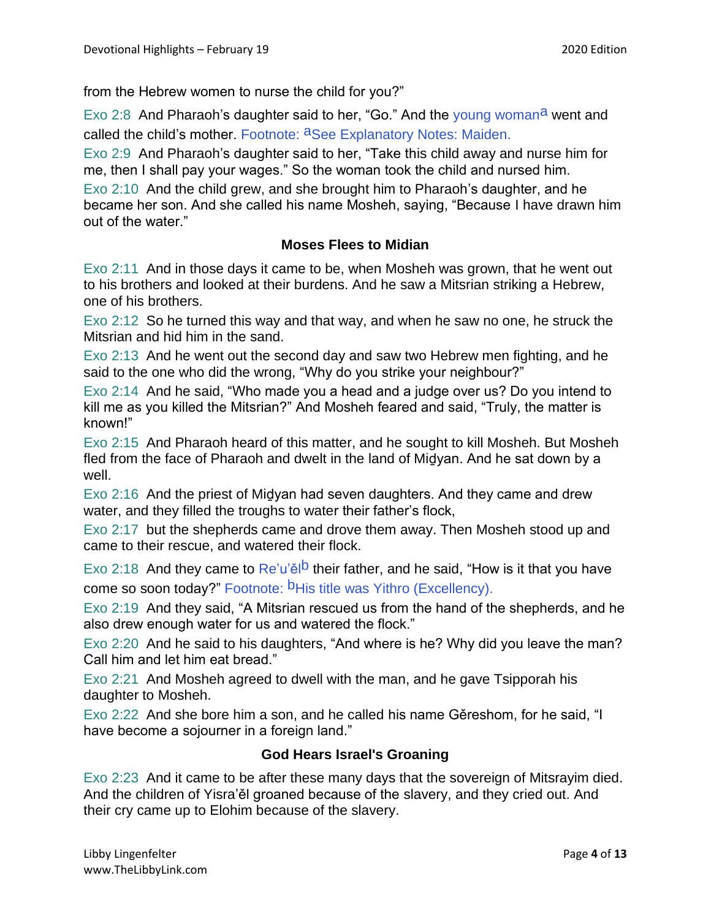from the Hebrew women to nurse the child for you?”

Exo 2:8 And Pharaoh’s daughter said to her, “Go.” And the young woman[a] went and called the child’s mother. Footnote: [a]See Explanatory Notes: Maiden.

Exo 2:9 And Pharaoh’s daughter said to her, “Take this child away and nurse him for me, then I shall pay your wages.” So the woman took the child and nursed him.

Exo 2:10 And the child grew, and she brought him to Pharaoh’s daughter, and he became her son. And she called his name Mosheh, saying, “Because I have drawn him out of the water.”

### Moses Flees to Midian

Exo 2:11 And in those days it came to be, when Mosheh was grown, that he went out to his brothers and looked at their burdens. And he saw a Mitsrian striking a Hebrew, one of his brothers.

Exo 2:12 So he turned this way and that way, and when he saw no one, he struck the Mitsrian and hid him in the sand.

Exo 2:13 And he went out the second day and saw two Hebrew men fighting, and he said to the one who did the wrong, “Why do you strike your neighbour?”

Exo 2:14 And he said, “Who made you a head and a judge over us? Do you intend to kill me as you killed the Mitsrian?” And Mosheh feared and said, “Truly, the matter is known!”

Exo 2:15 And Pharaoh heard of this matter, and he sought to kill Mosheh. But Mosheh fled from the face of Pharaoh and dwelt in the land of Miḏyan. And he sat down by a well.

Exo 2:16 And the priest of Miḏyan had seven daughters. And they came and drew water, and they filled the troughs to water their father’s flock,

Exo 2:17 but the shepherds came and drove them away. Then Mosheh stood up and came to their rescue, and watered their flock.

Exo 2:18 And they came to Re‘u’ĕl[b] their father, and he said, “How is it that you have come so soon today?” Footnote: [b]His title was Yithro (Excellency).

Exo 2:19 And they said, “A Mitsrian rescued us from the hand of the shepherds, and he also drew enough water for us and watered the flock.”

Exo 2:20 And he said to his daughters, “And where is he? Why did you leave the man? Call him and let him eat bread.”

Exo 2:21 And Mosheh agreed to dwell with the man, and he gave Tsipporah his daughter to Mosheh.

Exo 2:22 And she bore him a son, and he called his name Gĕreshom, for he said, “I have become a sojourner in a foreign land.”

### God Hears Israel's Groaning

Exo 2:23 And it came to be after these many days that the sovereign of Mitsrayim died. And the children of Yisra’ĕl groaned because of the slavery, and they cried out. And their cry came up to Elohim because of the slavery.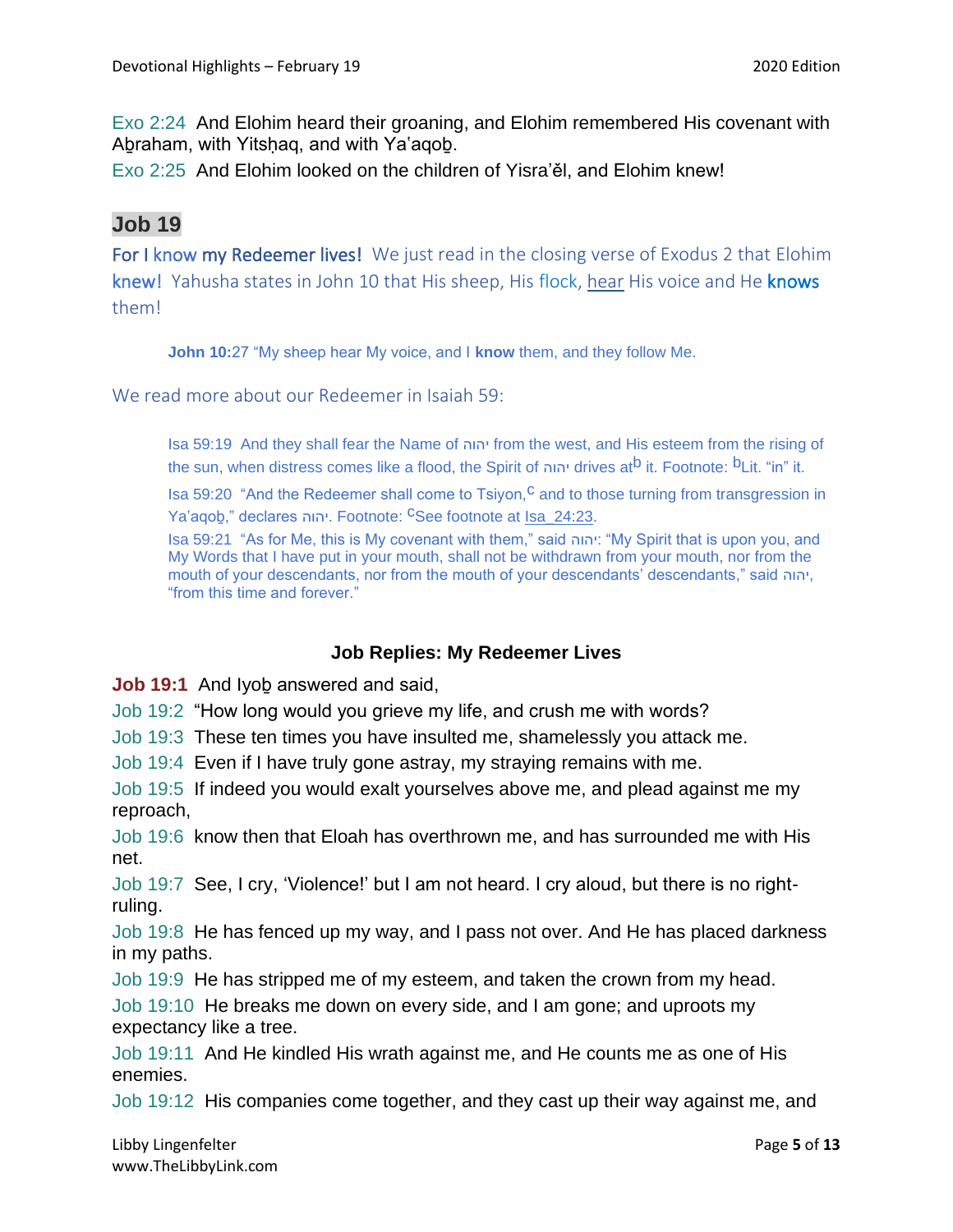Exo 2:24 And Elohim heard their groaning, and Elohim remembered His covenant with Aḇraham, with Yitsḥaq, and with Yaʽaqoḇ.

Exo 2:25 And Elohim looked on the children of Yisra'ěl, and Elohim knew!

## Job 19

For I **know** my Redeemer lives! We just read in the closing verse of Exodus 2 that Elohim **knew**! Yahusha states in John 10 that His sheep, His flock, hear His voice and He **knows** them!

> **John 10:**27 "My sheep hear My voice, and I **know** them, and they follow Me.

We read more about our Redeemer in Isaiah 59:

> Isa 59:19 And they shall fear the Name of יהוה from the west, and His esteem from the rising of the sun, when distress comes like a flood, the Spirit of יהוה drives at[b] it. Footnote: [b]Lit. "in" it.
>
> Isa 59:20 "And the Redeemer shall come to Tsiyon,[c] and to those turning from transgression in Ya'aqoḇ," declares יהוה. Footnote: [c]See footnote at Isa_24:23.
>
> Isa 59:21 "As for Me, this is My covenant with them," said יהוה: "My Spirit that is upon you, and My Words that I have put in your mouth, shall not be withdrawn from your mouth, nor from the mouth of your descendants, nor from the mouth of your descendants' descendants," said יהוה, "from this time and forever."

### Job Replies: My Redeemer Lives

**Job 19:1** And Iyoḇ answered and said,

Job 19:2 "How long would you grieve my life, and crush me with words?

Job 19:3 These ten times you have insulted me, shamelessly you attack me.

Job 19:4 Even if I have truly gone astray, my straying remains with me.

Job 19:5 If indeed you would exalt yourselves above me, and plead against me my reproach,

Job 19:6 know then that Eloah has overthrown me, and has surrounded me with His net.

Job 19:7 See, I cry, 'Violence!' but I am not heard. I cry aloud, but there is no right-ruling.

Job 19:8 He has fenced up my way, and I pass not over. And He has placed darkness in my paths.

Job 19:9 He has stripped me of my esteem, and taken the crown from my head.

Job 19:10 He breaks me down on every side, and I am gone; and uproots my expectancy like a tree.

Job 19:11 And He kindled His wrath against me, and He counts me as one of His enemies.

Job 19:12 His companies come together, and they cast up their way against me, and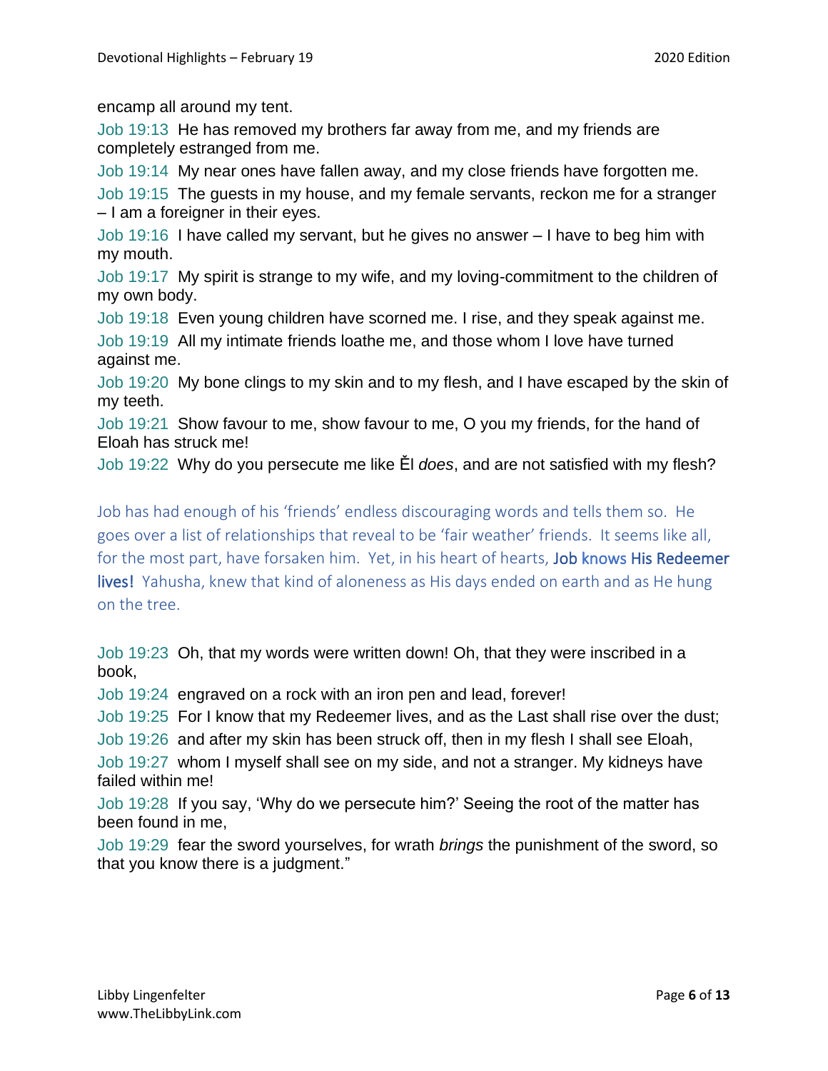encamp all around my tent.

Job 19:13 He has removed my brothers far away from me, and my friends are completely estranged from me.

Job 19:14 My near ones have fallen away, and my close friends have forgotten me.

Job 19:15 The guests in my house, and my female servants, reckon me for a stranger – I am a foreigner in their eyes.

Job 19:16 I have called my servant, but he gives no answer – I have to beg him with my mouth.

Job 19:17 My spirit is strange to my wife, and my loving-commitment to the children of my own body.

Job 19:18 Even young children have scorned me. I rise, and they speak against me.

Job 19:19 All my intimate friends loathe me, and those whom I love have turned against me.

Job 19:20 My bone clings to my skin and to my flesh, and I have escaped by the skin of my teeth.

Job 19:21 Show favour to me, show favour to me, O you my friends, for the hand of Eloah has struck me!

Job 19:22 Why do you persecute me like Ěl *does*, and are not satisfied with my flesh?

Job has had enough of his 'friends' endless discouraging words and tells them so. He goes over a list of relationships that reveal to be 'fair weather' friends. It seems like all, for the most part, have forsaken him. Yet, in his heart of hearts, **Job knows His Redeemer lives!** Yahusha, knew that kind of aloneness as His days ended on earth and as He hung on the tree.

Job 19:23 Oh, that my words were written down! Oh, that they were inscribed in a book,

Job 19:24 engraved on a rock with an iron pen and lead, forever!

Job 19:25 For I know that my Redeemer lives, and as the Last shall rise over the dust;

Job 19:26 and after my skin has been struck off, then in my flesh I shall see Eloah,

Job 19:27 whom I myself shall see on my side, and not a stranger. My kidneys have failed within me!

Job 19:28 If you say, 'Why do we persecute him?' Seeing the root of the matter has been found in me,

Job 19:29 fear the sword yourselves, for wrath *brings* the punishment of the sword, so that you know there is a judgment."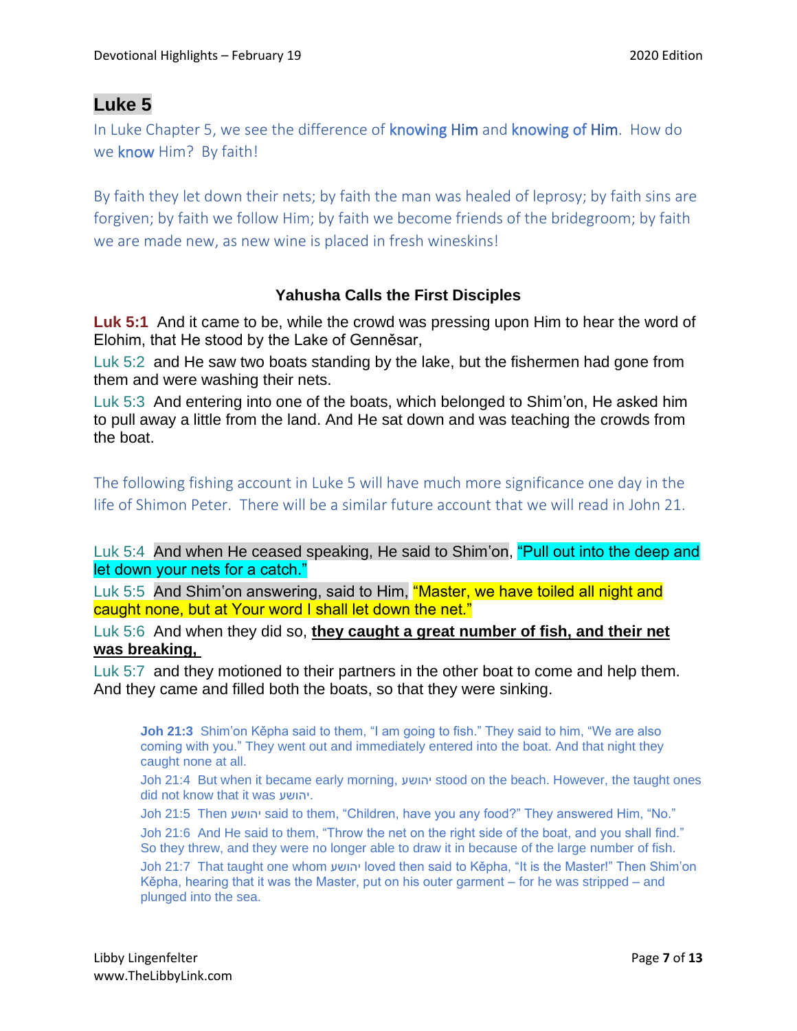## Luke 5

In Luke Chapter 5, we see the difference of knowing Him and knowing of Him. How do we know Him? By faith!

By faith they let down their nets; by faith the man was healed of leprosy; by faith sins are forgiven; by faith we follow Him; by faith we become friends of the bridegroom; by faith we are made new, as new wine is placed in fresh wineskins!

### Yahusha Calls the First Disciples

**Luk 5:1** And it came to be, while the crowd was pressing upon Him to hear the word of Elohim, that He stood by the Lake of Gennĕsar,

Luk 5:2 and He saw two boats standing by the lake, but the fishermen had gone from them and were washing their nets.

Luk 5:3 And entering into one of the boats, which belonged to Shim'on, He asked him to pull away a little from the land. And He sat down and was teaching the crowds from the boat.

The following fishing account in Luke 5 will have much more significance one day in the life of Shimon Peter. There will be a similar future account that we will read in John 21.

Luk 5:4 And when He ceased speaking, He said to Shim'on, "Pull out into the deep and let down your nets for a catch."

Luk 5:5 And Shim'on answering, said to Him, "Master, we have toiled all night and caught none, but at Your word I shall let down the net."

Luk 5:6 And when they did so, **they caught a great number of fish, and their net was breaking,**

Luk 5:7 and they motioned to their partners in the other boat to come and help them. And they came and filled both the boats, so that they were sinking.

> **Joh 21:3** Shim'on Kěpha said to them, "I am going to fish." They said to him, "We are also coming with you." They went out and immediately entered into the boat. And that night they caught none at all.
>
> Joh 21:4 But when it became early morning, יהושע stood on the beach. However, the taught ones did not know that it was יהושע.
>
> Joh 21:5 Then יהושע said to them, "Children, have you any food?" They answered Him, "No."
>
> Joh 21:6 And He said to them, "Throw the net on the right side of the boat, and you shall find." So they threw, and they were no longer able to draw it in because of the large number of fish.
>
> Joh 21:7 That taught one whom יהושע loved then said to Kěpha, "It is the Master!" Then Shim'on Kěpha, hearing that it was the Master, put on his outer garment – for he was stripped – and plunged into the sea.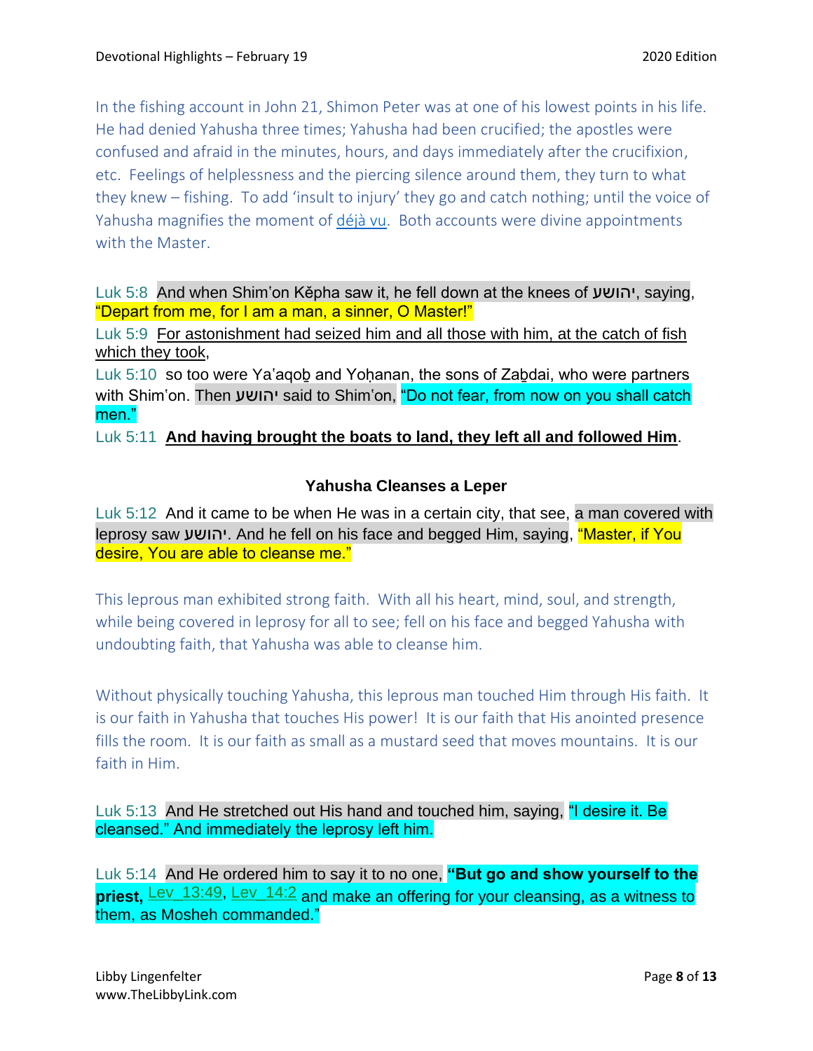In the fishing account in John 21, Shimon Peter was at one of his lowest points in his life. He had denied Yahusha three times; Yahusha had been crucified; the apostles were confused and afraid in the minutes, hours, and days immediately after the crucifixion, etc. Feelings of helplessness and the piercing silence around them, they turn to what they knew – fishing. To add 'insult to injury' they go and catch nothing; until the voice of Yahusha magnifies the moment of déjà vu. Both accounts were divine appointments with the Master.

Luk 5:8 And when Shim'on Kěpha saw it, he fell down at the knees of יהושע, saying, "Depart from me, for I am a man, a sinner, O Master!"

Luk 5:9 For astonishment had seized him and all those with him, at the catch of fish which they took,

Luk 5:10 so too were Ya'aqoḇ and Yoḥanan, the sons of Zaḇdai, who were partners with Shim'on. Then יהושע said to Shim'on, "Do not fear, from now on you shall catch men."

Luk 5:11 **And having brought the boats to land, they left all and followed Him**.

### Yahusha Cleanses a Leper

Luk 5:12 And it came to be when He was in a certain city, that see, a man covered with leprosy saw יהושע. And he fell on his face and begged Him, saying, "Master, if You desire, You are able to cleanse me."

This leprous man exhibited strong faith. With all his heart, mind, soul, and strength, while being covered in leprosy for all to see; fell on his face and begged Yahusha with undoubting faith, that Yahusha was able to cleanse him.

Without physically touching Yahusha, this leprous man touched Him through His faith. It is our faith in Yahusha that touches His power! It is our faith that His anointed presence fills the room. It is our faith as small as a mustard seed that moves mountains. It is our faith in Him.

Luk 5:13 And He stretched out His hand and touched him, saying, "I desire it. Be cleansed." And immediately the leprosy left him.

Luk 5:14 And He ordered him to say it to no one, **"But go and show yourself to the priest,** Lev_13:49, Lev_14:2 and make an offering for your cleansing, as a witness to them, as Mosheh commanded."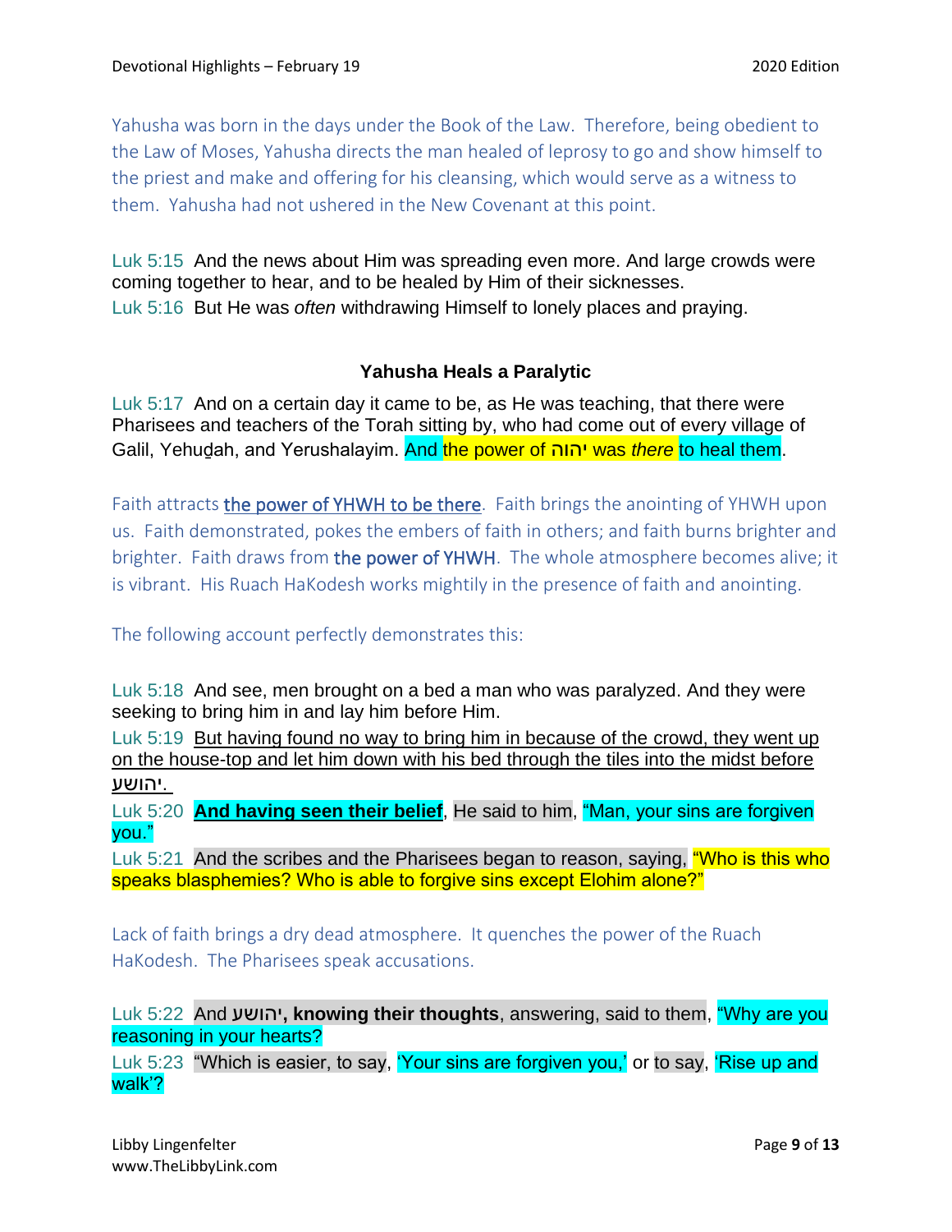Yahusha was born in the days under the Book of the Law. Therefore, being obedient to the Law of Moses, Yahusha directs the man healed of leprosy to go and show himself to the priest and make and offering for his cleansing, which would serve as a witness to them. Yahusha had not ushered in the New Covenant at this point.

Luk 5:15 And the news about Him was spreading even more. And large crowds were coming together to hear, and to be healed by Him of their sicknesses.
Luk 5:16 But He was *often* withdrawing Himself to lonely places and praying.

### Yahusha Heals a Paralytic

Luk 5:17 And on a certain day it came to be, as He was teaching, that there were Pharisees and teachers of the Torah sitting by, who had come out of every village of Galil, Yehuḏah, and Yerushalayim. And the power of יהוה was *there* to heal them.

Faith attracts the power of YHWH to be there. Faith brings the anointing of YHWH upon us. Faith demonstrated, pokes the embers of faith in others; and faith burns brighter and brighter. Faith draws from the power of YHWH. The whole atmosphere becomes alive; it is vibrant. His Ruach HaKodesh works mightily in the presence of faith and anointing.

The following account perfectly demonstrates this:

Luk 5:18 And see, men brought on a bed a man who was paralyzed. And they were seeking to bring him in and lay him before Him.
Luk 5:19 But having found no way to bring him in because of the crowd, they went up on the house-top and let him down with his bed through the tiles into the midst before יהושע.
Luk 5:20 **And having seen their belief**, He said to him, "Man, your sins are forgiven you."
Luk 5:21 And the scribes and the Pharisees began to reason, saying, "Who is this who speaks blasphemies? Who is able to forgive sins except Elohim alone?"

Lack of faith brings a dry dead atmosphere. It quenches the power of the Ruach HaKodesh. The Pharisees speak accusations.

Luk 5:22 And **יהושע, knowing their thoughts**, answering, said to them, "Why are you reasoning in your hearts?
Luk 5:23 "Which is easier, to say, 'Your sins are forgiven you,' or to say, 'Rise up and walk'?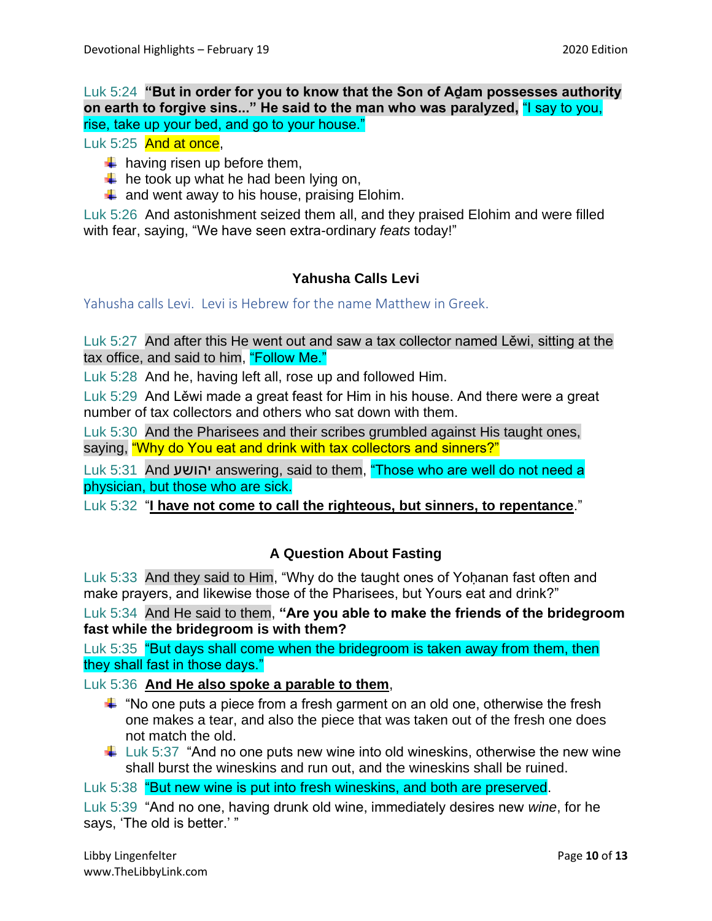Luk 5:24 **“But in order for you to know that the Son of Aḏam possesses authority on earth to forgive sins...” He said to the man who was paralyzed,** “I say to you, rise, take up your bed, and go to your house.”

Luk 5:25 And at once,

- having risen up before them,
- he took up what he had been lying on,
- and went away to his house, praising Elohim.

Luk 5:26 And astonishment seized them all, and they praised Elohim and were filled with fear, saying, “We have seen extra-ordinary *feats* today!”

### Yahusha Calls Levi

Yahusha calls Levi. Levi is Hebrew for the name Matthew in Greek.

Luk 5:27 And after this He went out and saw a tax collector named Lěwi, sitting at the tax office, and said to him, “Follow Me.”

Luk 5:28 And he, having left all, rose up and followed Him.

Luk 5:29 And Lěwi made a great feast for Him in his house. And there were a great number of tax collectors and others who sat down with them.

Luk 5:30 And the Pharisees and their scribes grumbled against His taught ones, saying, “Why do You eat and drink with tax collectors and sinners?”

Luk 5:31 And יהושע answering, said to them, “Those who are well do not need a physician, but those who are sick.

Luk 5:32 “**I have not come to call the righteous, but sinners, to repentance**.”

### A Question About Fasting

Luk 5:33 And they said to Him, “Why do the taught ones of Yoḥanan fast often and make prayers, and likewise those of the Pharisees, but Yours eat and drink?”

Luk 5:34 And He said to them, **“Are you able to make the friends of the bridegroom fast while the bridegroom is with them?**

Luk 5:35 “But days shall come when the bridegroom is taken away from them, then they shall fast in those days.”

Luk 5:36 **And He also spoke a parable to them**,

- “No one puts a piece from a fresh garment on an old one, otherwise the fresh one makes a tear, and also the piece that was taken out of the fresh one does not match the old.
- Luk 5:37 “And no one puts new wine into old wineskins, otherwise the new wine shall burst the wineskins and run out, and the wineskins shall be ruined.

Luk 5:38 “But new wine is put into fresh wineskins, and both are preserved.

Luk 5:39 “And no one, having drunk old wine, immediately desires new *wine*, for he says, ‘The old is better.’ ”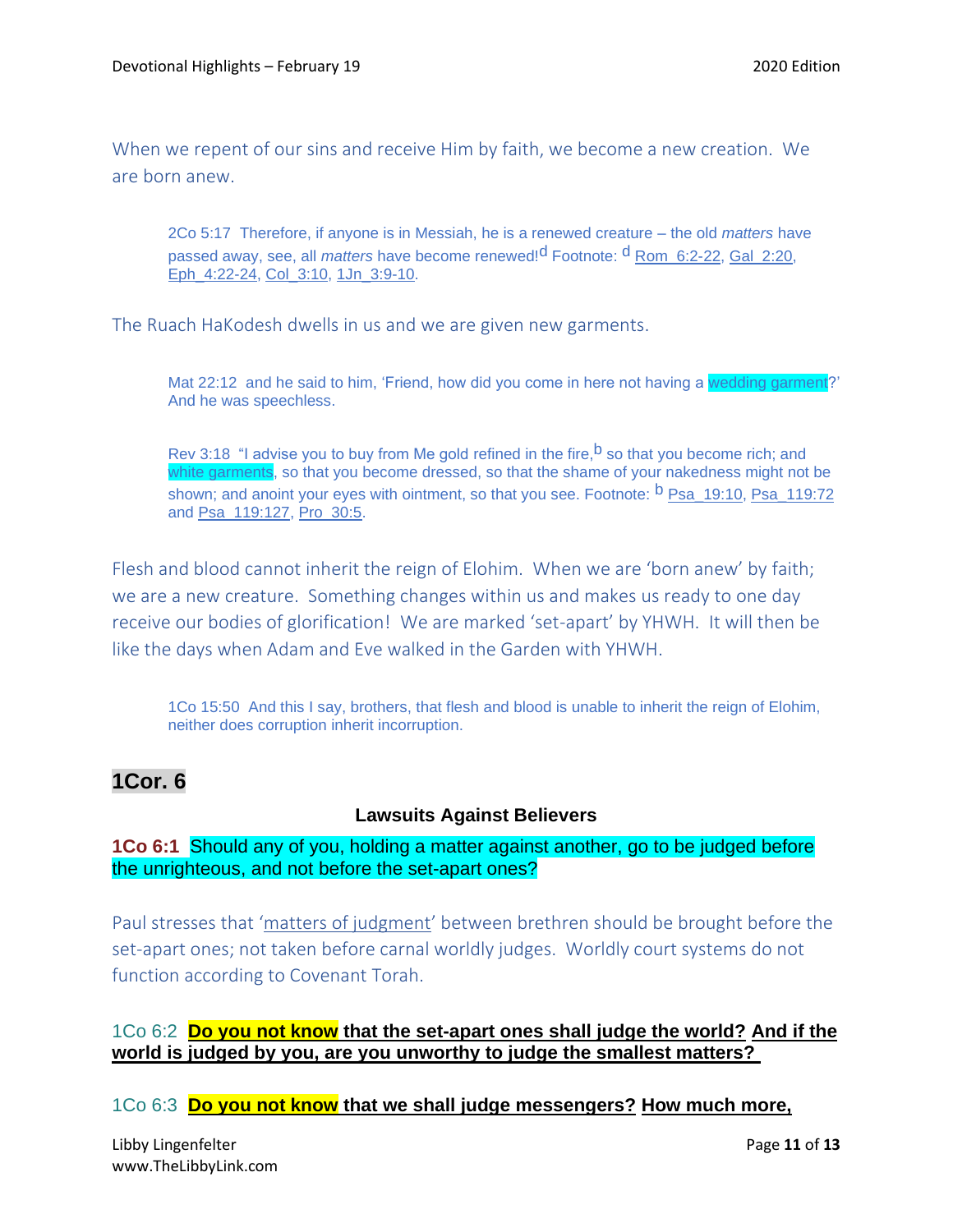When we repent of our sins and receive Him by faith, we become a new creation. We are born anew.

> 2Co 5:17 Therefore, if anyone is in Messiah, he is a renewed creature – the old *matters* have passed away, see, all *matters* have become renewed![d] Footnote: [d] Rom_6:2-22, Gal_2:20, Eph_4:22-24, Col_3:10, 1Jn_3:9-10.

The Ruach HaKodesh dwells in us and we are given new garments.

> Mat 22:12 and he said to him, 'Friend, how did you come in here not having a wedding garment?' And he was speechless.

> Rev 3:18 "I advise you to buy from Me gold refined in the fire,[b] so that you become rich; and white garments, so that you become dressed, so that the shame of your nakedness might not be shown; and anoint your eyes with ointment, so that you see. Footnote: [b] Psa_19:10, Psa_119:72 and Psa_119:127, Pro_30:5.

Flesh and blood cannot inherit the reign of Elohim. When we are 'born anew' by faith; we are a new creature. Something changes within us and makes us ready to one day receive our bodies of glorification! We are marked 'set-apart' by YHWH. It will then be like the days when Adam and Eve walked in the Garden with YHWH.

> 1Co 15:50 And this I say, brothers, that flesh and blood is unable to inherit the reign of Elohim, neither does corruption inherit incorruption.

## 1Cor. 6

### Lawsuits Against Believers

**1Co 6:1** Should any of you, holding a matter against another, go to be judged before the unrighteous, and not before the set-apart ones?

Paul stresses that 'matters of judgment' between brethren should be brought before the set-apart ones; not taken before carnal worldly judges. Worldly court systems do not function according to Covenant Torah.

1Co 6:2 **Do you not know that the set-apart ones shall judge the world? And if the world is judged by you, are you unworthy to judge the smallest matters?**

1Co 6:3 **Do you not know that we shall judge messengers? How much more,**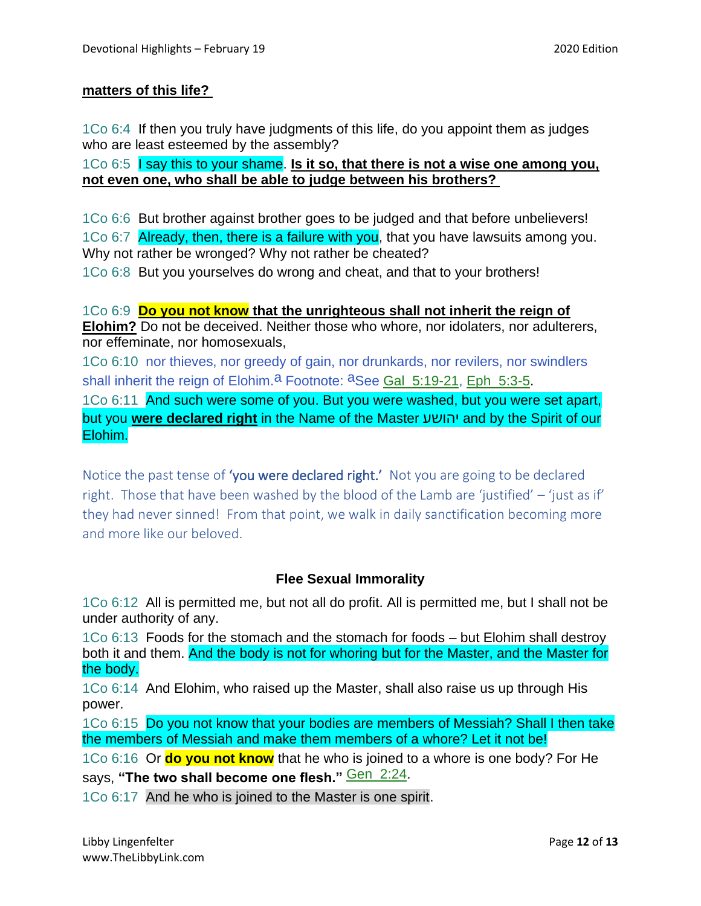**matters of this life?**

1Co 6:4 If then you truly have judgments of this life, do you appoint them as judges who are least esteemed by the assembly?

1Co 6:5 I say this to your shame. **Is it so, that there is not a wise one among you, not even one, who shall be able to judge between his brothers?**

1Co 6:6 But brother against brother goes to be judged and that before unbelievers!

1Co 6:7 Already, then, there is a failure with you, that you have lawsuits among you. Why not rather be wronged? Why not rather be cheated?

1Co 6:8 But you yourselves do wrong and cheat, and that to your brothers!

1Co 6:9 **Do you not know that the unrighteous shall not inherit the reign of Elohim?** Do not be deceived. Neither those who whore, nor idolaters, nor adulterers, nor effeminate, nor homosexuals,

1Co 6:10 nor thieves, nor greedy of gain, nor drunkards, nor revilers, nor swindlers shall inherit the reign of Elohim.[a] Footnote: [a]See Gal 5:19-21, Eph 5:3-5.

1Co 6:11 And such were some of you. But you were washed, but you were set apart, but you **were declared right** in the Name of the Master יהושע and by the Spirit of our Elohim.

Notice the past tense of **'you were declared right.'** Not you are going to be declared right. Those that have been washed by the blood of the Lamb are 'justified' – 'just as if' they had never sinned! From that point, we walk in daily sanctification becoming more and more like our beloved.

### Flee Sexual Immorality

1Co 6:12 All is permitted me, but not all do profit. All is permitted me, but I shall not be under authority of any.

1Co 6:13 Foods for the stomach and the stomach for foods – but Elohim shall destroy both it and them. And the body is not for whoring but for the Master, and the Master for the body.

1Co 6:14 And Elohim, who raised up the Master, shall also raise us up through His power.

1Co 6:15 Do you not know that your bodies are members of Messiah? Shall I then take the members of Messiah and make them members of a whore? Let it not be!

1Co 6:16 Or **do you not know** that he who is joined to a whore is one body? For He says, **"The two shall become one flesh."** Gen 2:24.

1Co 6:17 And he who is joined to the Master is one spirit.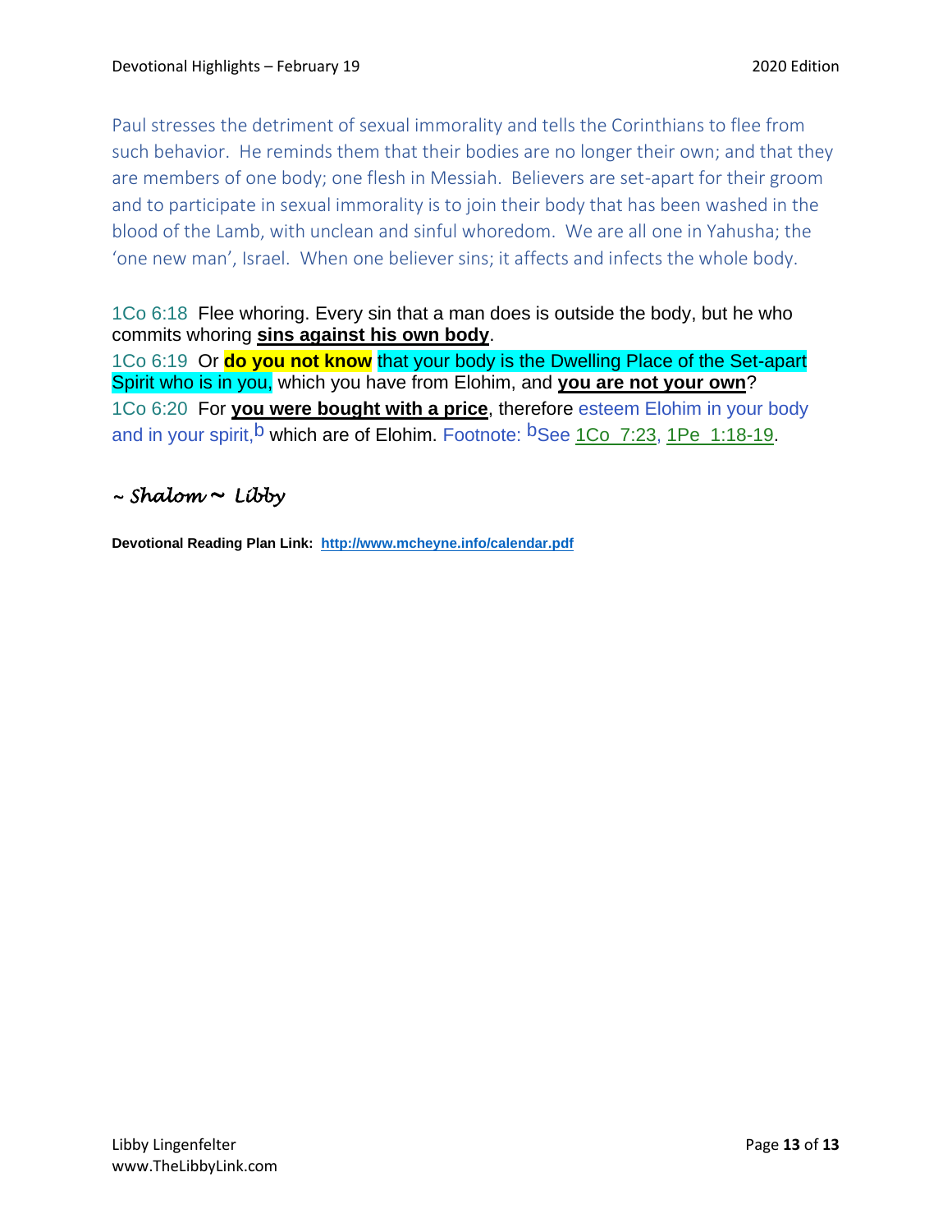Paul stresses the detriment of sexual immorality and tells the Corinthians to flee from such behavior. He reminds them that their bodies are no longer their own; and that they are members of one body; one flesh in Messiah. Believers are set-apart for their groom and to participate in sexual immorality is to join their body that has been washed in the blood of the Lamb, with unclean and sinful whoredom. We are all one in Yahusha; the 'one new man', Israel. When one believer sins; it affects and infects the whole body.

1Co 6:18 Flee whoring. Every sin that a man does is outside the body, but he who commits whoring **sins against his own body**.
1Co 6:19 Or **do you not know** that your body is the Dwelling Place of the Set-apart Spirit who is in you, which you have from Elohim, and **you are not your own**?
1Co 6:20 For **you were bought with a price**, therefore esteem Elohim in your body and in your spirit,[b] which are of Elohim. Footnote: [b]See 1Co 7:23, 1Pe 1:18-19.

*~ Shalom ~ Libby*

**Devotional Reading Plan Link: http://www.mcheyne.info/calendar.pdf**